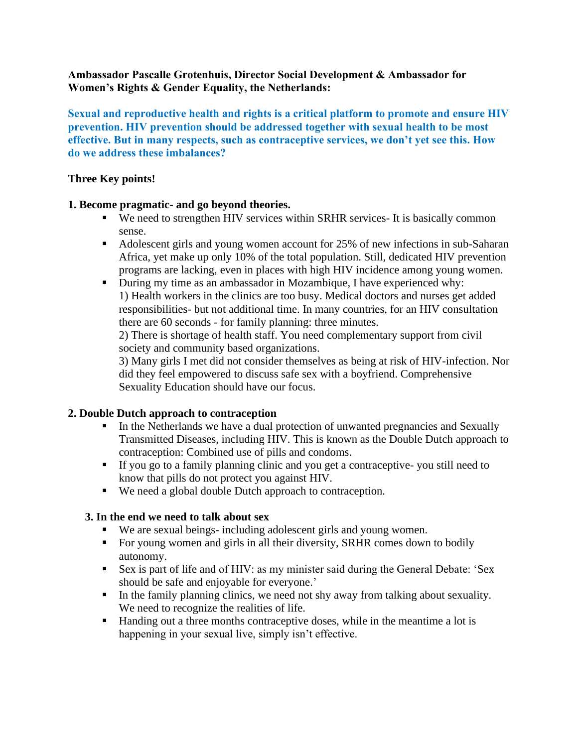**Ambassador Pascalle Grotenhuis, Director Social Development & Ambassador for Women's Rights & Gender Equality, the Netherlands:**

**Sexual and reproductive health and rights is a critical platform to promote and ensure HIV prevention. HIV prevention should be addressed together with sexual health to be most effective. But in many respects, such as contraceptive services, we don't yet see this. How do we address these imbalances?**

**Three Key points!**

**1. Become pragmatic- and go beyond theories.**

- We need to strengthen HIV services within SRHR services- It is basically common sense.
- Adolescent girls and young women account for 25% of new infections in sub-Saharan Africa, yet make up only 10% of the total population. Still, dedicated HIV prevention programs are lacking, even in places with high HIV incidence among young women.
- During my time as an ambassador in Mozambique, I have experienced why:
  1) Health workers in the clinics are too busy. Medical doctors and nurses get added responsibilities- but not additional time. In many countries, for an HIV consultation there are 60 seconds - for family planning: three minutes.
  2) There is shortage of health staff. You need complementary support from civil society and community based organizations.
  3) Many girls I met did not consider themselves as being at risk of HIV-infection. Nor did they feel empowered to discuss safe sex with a boyfriend. Comprehensive Sexuality Education should have our focus.

**2. Double Dutch approach to contraception**

- In the Netherlands we have a dual protection of unwanted pregnancies and Sexually Transmitted Diseases, including HIV. This is known as the Double Dutch approach to contraception: Combined use of pills and condoms.
- If you go to a family planning clinic and you get a contraceptive- you still need to know that pills do not protect you against HIV.
- We need a global double Dutch approach to contraception.

**3. In the end we need to talk about sex**

- We are sexual beings- including adolescent girls and young women.
- For young women and girls in all their diversity, SRHR comes down to bodily autonomy.
- Sex is part of life and of HIV: as my minister said during the General Debate: 'Sex should be safe and enjoyable for everyone.'
- In the family planning clinics, we need not shy away from talking about sexuality. We need to recognize the realities of life.
- Handing out a three months contraceptive doses, while in the meantime a lot is happening in your sexual live, simply isn't effective.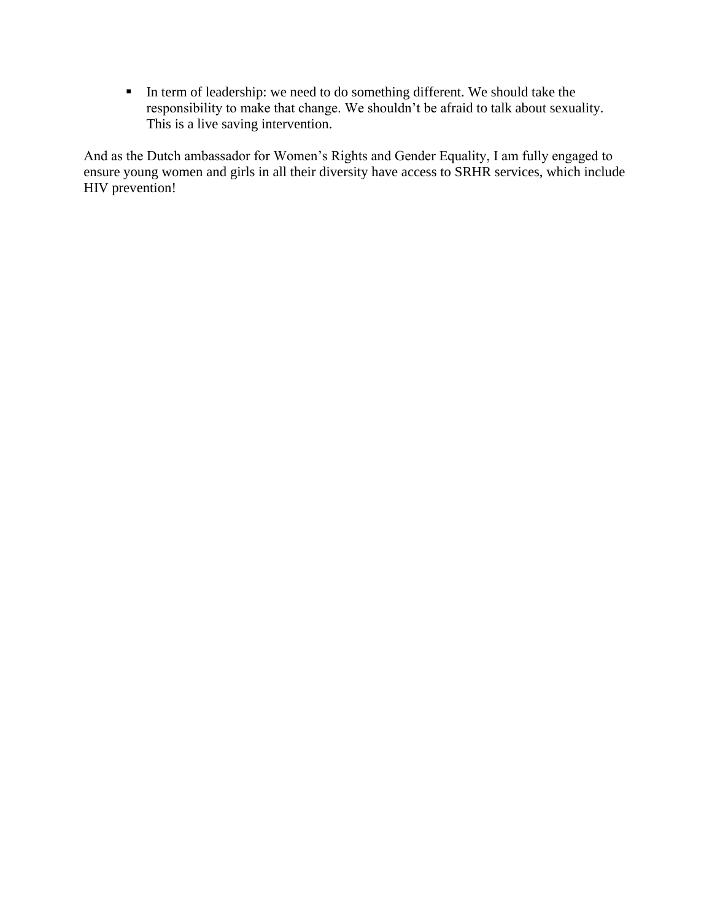- In term of leadership: we need to do something different. We should take the responsibility to make that change. We shouldn't be afraid to talk about sexuality. This is a live saving intervention.

And as the Dutch ambassador for Women's Rights and Gender Equality, I am fully engaged to ensure young women and girls in all their diversity have access to SRHR services, which include HIV prevention!